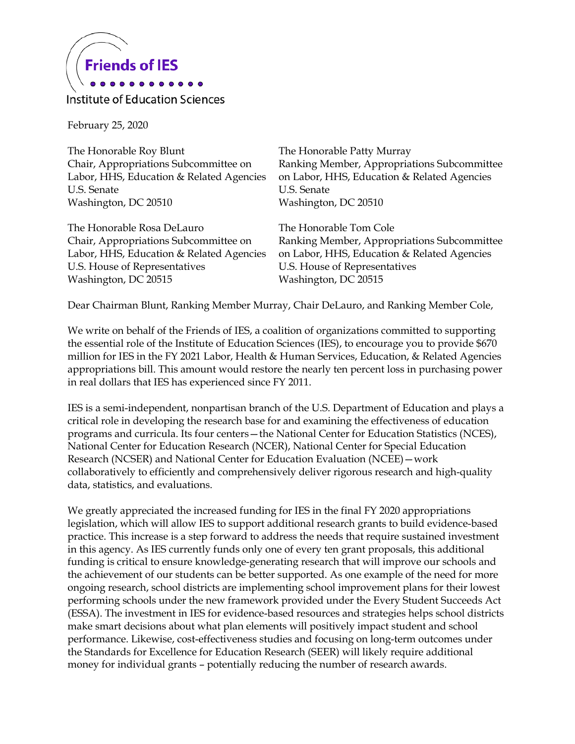**Friends of IES**

Institute of Education Sciences

February 25, 2020

The Honorable Roy Blunt
Chair, Appropriations Subcommittee on Labor, HHS, Education & Related Agencies
U.S. Senate
Washington, DC 20510

The Honorable Patty Murray
Ranking Member, Appropriations Subcommittee on Labor, HHS, Education & Related Agencies
U.S. Senate
Washington, DC 20510

The Honorable Rosa DeLauro
Chair, Appropriations Subcommittee on Labor, HHS, Education & Related Agencies
U.S. House of Representatives
Washington, DC 20515

The Honorable Tom Cole
Ranking Member, Appropriations Subcommittee on Labor, HHS, Education & Related Agencies
U.S. House of Representatives
Washington, DC 20515

Dear Chairman Blunt, Ranking Member Murray, Chair DeLauro, and Ranking Member Cole,

We write on behalf of the Friends of IES, a coalition of organizations committed to supporting the essential role of the Institute of Education Sciences (IES), to encourage you to provide $670 million for IES in the FY 2021 Labor, Health & Human Services, Education, & Related Agencies appropriations bill. This amount would restore the nearly ten percent loss in purchasing power in real dollars that IES has experienced since FY 2011.

IES is a semi-independent, nonpartisan branch of the U.S. Department of Education and plays a critical role in developing the research base for and examining the effectiveness of education programs and curricula. Its four centers—the National Center for Education Statistics (NCES), National Center for Education Research (NCER), National Center for Special Education Research (NCSER) and National Center for Education Evaluation (NCEE)—work collaboratively to efficiently and comprehensively deliver rigorous research and high-quality data, statistics, and evaluations.

We greatly appreciated the increased funding for IES in the final FY 2020 appropriations legislation, which will allow IES to support additional research grants to build evidence-based practice. This increase is a step forward to address the needs that require sustained investment in this agency. As IES currently funds only one of every ten grant proposals, this additional funding is critical to ensure knowledge-generating research that will improve our schools and the achievement of our students can be better supported. As one example of the need for more ongoing research, school districts are implementing school improvement plans for their lowest performing schools under the new framework provided under the Every Student Succeeds Act (ESSA). The investment in IES for evidence-based resources and strategies helps school districts make smart decisions about what plan elements will positively impact student and school performance. Likewise, cost-effectiveness studies and focusing on long-term outcomes under the Standards for Excellence for Education Research (SEER) will likely require additional money for individual grants – potentially reducing the number of research awards.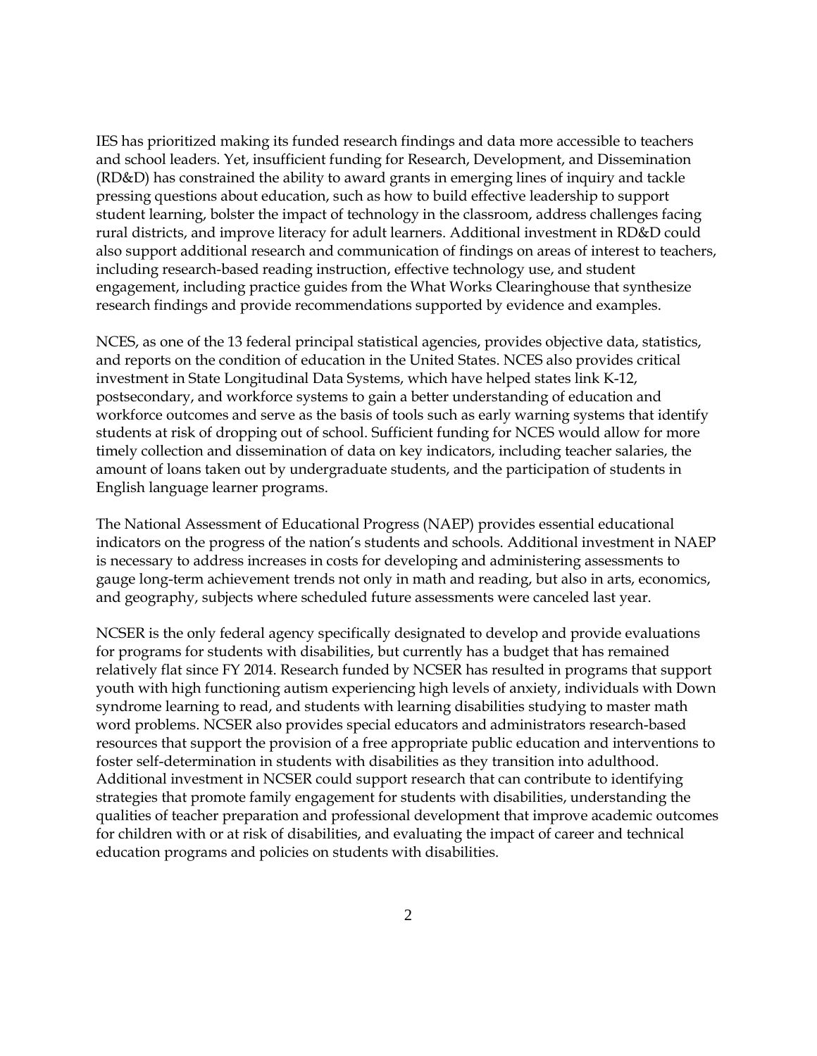IES has prioritized making its funded research findings and data more accessible to teachers and school leaders. Yet, insufficient funding for Research, Development, and Dissemination (RD&D) has constrained the ability to award grants in emerging lines of inquiry and tackle pressing questions about education, such as how to build effective leadership to support student learning, bolster the impact of technology in the classroom, address challenges facing rural districts, and improve literacy for adult learners. Additional investment in RD&D could also support additional research and communication of findings on areas of interest to teachers, including research-based reading instruction, effective technology use, and student engagement, including practice guides from the What Works Clearinghouse that synthesize research findings and provide recommendations supported by evidence and examples.

NCES, as one of the 13 federal principal statistical agencies, provides objective data, statistics, and reports on the condition of education in the United States. NCES also provides critical investment in State Longitudinal Data Systems, which have helped states link K-12, postsecondary, and workforce systems to gain a better understanding of education and workforce outcomes and serve as the basis of tools such as early warning systems that identify students at risk of dropping out of school. Sufficient funding for NCES would allow for more timely collection and dissemination of data on key indicators, including teacher salaries, the amount of loans taken out by undergraduate students, and the participation of students in English language learner programs.

The National Assessment of Educational Progress (NAEP) provides essential educational indicators on the progress of the nation's students and schools. Additional investment in NAEP is necessary to address increases in costs for developing and administering assessments to gauge long-term achievement trends not only in math and reading, but also in arts, economics, and geography, subjects where scheduled future assessments were canceled last year.

NCSER is the only federal agency specifically designated to develop and provide evaluations for programs for students with disabilities, but currently has a budget that has remained relatively flat since FY 2014. Research funded by NCSER has resulted in programs that support youth with high functioning autism experiencing high levels of anxiety, individuals with Down syndrome learning to read, and students with learning disabilities studying to master math word problems. NCSER also provides special educators and administrators research-based resources that support the provision of a free appropriate public education and interventions to foster self-determination in students with disabilities as they transition into adulthood. Additional investment in NCSER could support research that can contribute to identifying strategies that promote family engagement for students with disabilities, understanding the qualities of teacher preparation and professional development that improve academic outcomes for children with or at risk of disabilities, and evaluating the impact of career and technical education programs and policies on students with disabilities.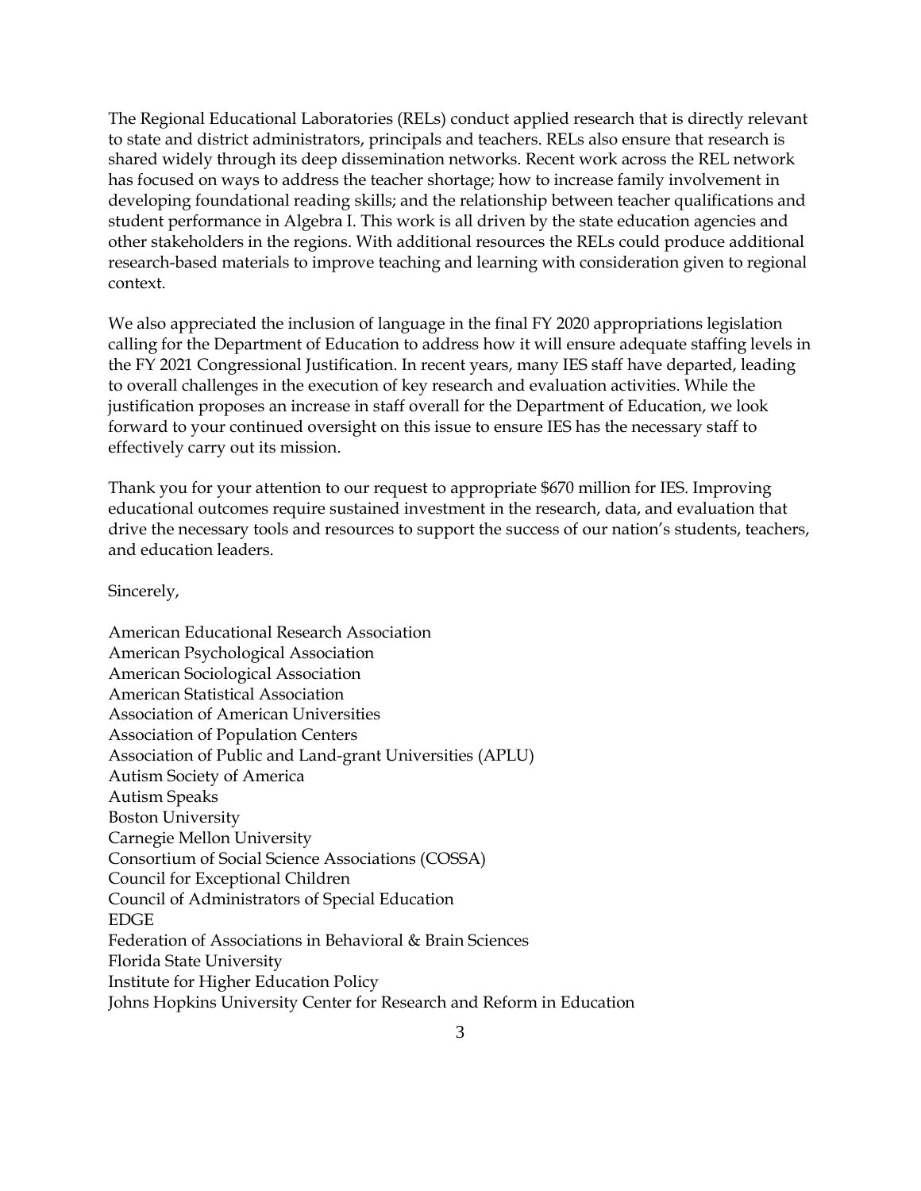The Regional Educational Laboratories (RELs) conduct applied research that is directly relevant to state and district administrators, principals and teachers. RELs also ensure that research is shared widely through its deep dissemination networks. Recent work across the REL network has focused on ways to address the teacher shortage; how to increase family involvement in developing foundational reading skills; and the relationship between teacher qualifications and student performance in Algebra I. This work is all driven by the state education agencies and other stakeholders in the regions. With additional resources the RELs could produce additional research-based materials to improve teaching and learning with consideration given to regional context.

We also appreciated the inclusion of language in the final FY 2020 appropriations legislation calling for the Department of Education to address how it will ensure adequate staffing levels in the FY 2021 Congressional Justification. In recent years, many IES staff have departed, leading to overall challenges in the execution of key research and evaluation activities. While the justification proposes an increase in staff overall for the Department of Education, we look forward to your continued oversight on this issue to ensure IES has the necessary staff to effectively carry out its mission.

Thank you for your attention to our request to appropriate $670 million for IES. Improving educational outcomes require sustained investment in the research, data, and evaluation that drive the necessary tools and resources to support the success of our nation's students, teachers, and education leaders.

Sincerely,

American Educational Research Association
American Psychological Association
American Sociological Association
American Statistical Association
Association of American Universities
Association of Population Centers
Association of Public and Land-grant Universities (APLU)
Autism Society of America
Autism Speaks
Boston University
Carnegie Mellon University
Consortium of Social Science Associations (COSSA)
Council for Exceptional Children
Council of Administrators of Special Education
EDGE
Federation of Associations in Behavioral & Brain Sciences
Florida State University
Institute for Higher Education Policy
Johns Hopkins University Center for Research and Reform in Education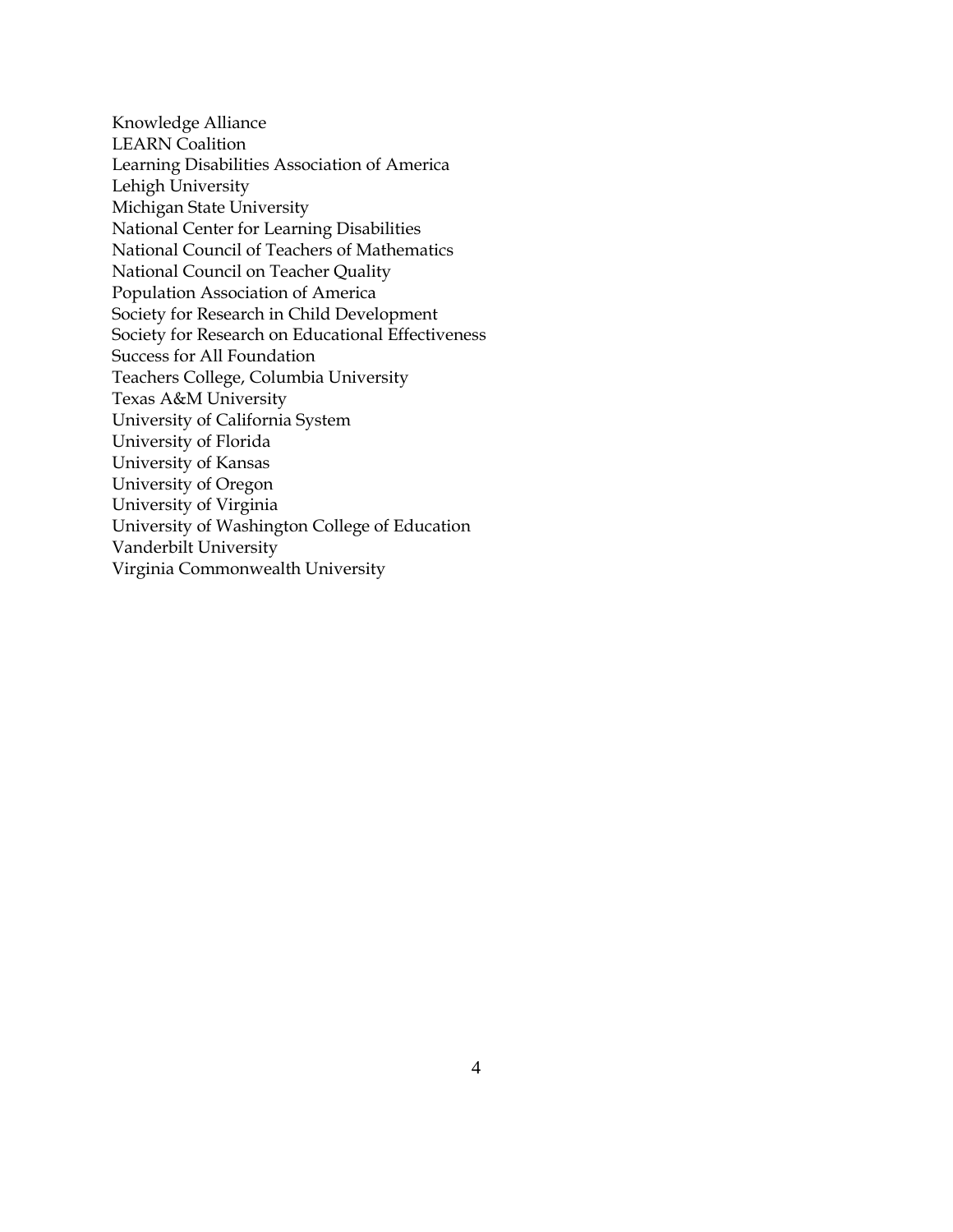Knowledge Alliance
LEARN Coalition
Learning Disabilities Association of America
Lehigh University
Michigan State University
National Center for Learning Disabilities
National Council of Teachers of Mathematics
National Council on Teacher Quality
Population Association of America
Society for Research in Child Development
Society for Research on Educational Effectiveness
Success for All Foundation
Teachers College, Columbia University
Texas A&M University
University of California System
University of Florida
University of Kansas
University of Oregon
University of Virginia
University of Washington College of Education
Vanderbilt University
Virginia Commonwealth University